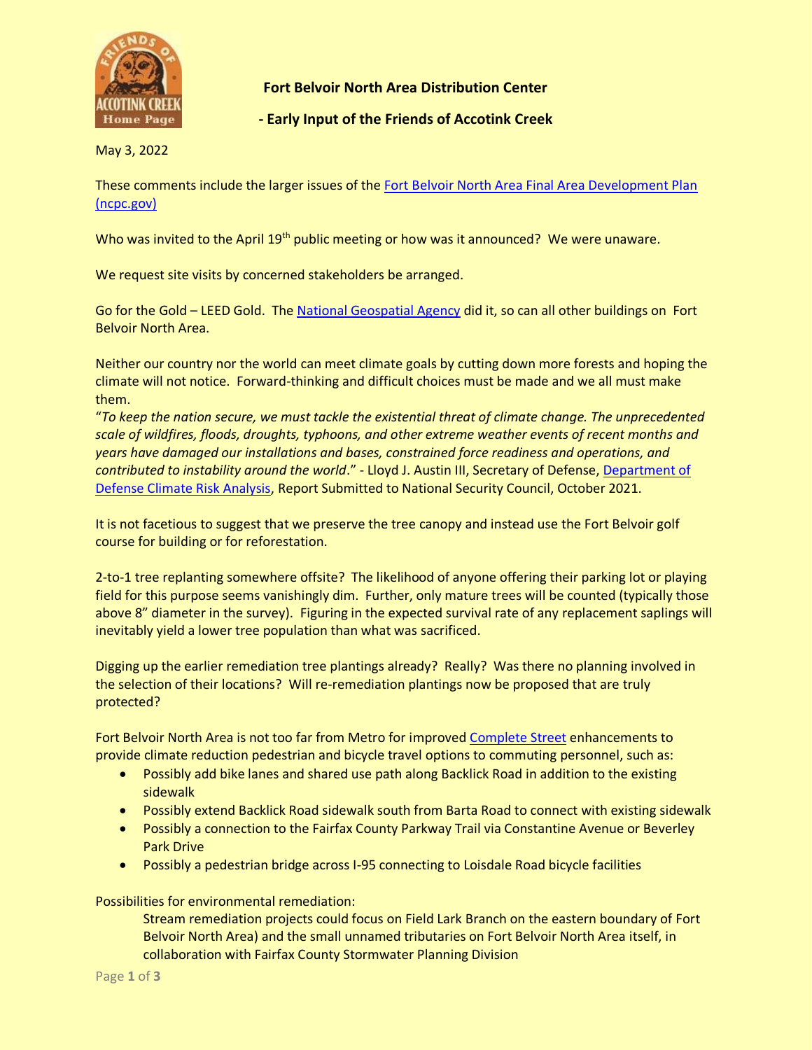**Fort Belvoir North Area Distribution Center**

**- Early Input of the Friends of Accotink Creek**

May 3, 2022

These comments include the larger issues of the [Fort Belvoir North Area Final Area Development Plan (ncpc.gov)]()

Who was invited to the April 19th public meeting or how was it announced? We were unaware.

We request site visits by concerned stakeholders be arranged.

Go for the Gold – LEED Gold. The [National Geospatial Agency]() did it, so can all other buildings on Fort Belvoir North Area.

Neither our country nor the world can meet climate goals by cutting down more forests and hoping the climate will not notice. Forward-thinking and difficult choices must be made and we all must make them.

"*To keep the nation secure, we must tackle the existential threat of climate change. The unprecedented scale of wildfires, floods, droughts, typhoons, and other extreme weather events of recent months and years have damaged our installations and bases, constrained force readiness and operations, and contributed to instability around the world*." - Lloyd J. Austin III, Secretary of Defense, [Department of Defense Climate Risk Analysis](), Report Submitted to National Security Council, October 2021.

It is not facetious to suggest that we preserve the tree canopy and instead use the Fort Belvoir golf course for building or for reforestation.

2-to-1 tree replanting somewhere offsite? The likelihood of anyone offering their parking lot or playing field for this purpose seems vanishingly dim. Further, only mature trees will be counted (typically those above 8" diameter in the survey). Figuring in the expected survival rate of any replacement saplings will inevitably yield a lower tree population than what was sacrificed.

Digging up the earlier remediation tree plantings already? Really? Was there no planning involved in the selection of their locations? Will re-remediation plantings now be proposed that are truly protected?

Fort Belvoir North Area is not too far from Metro for improved [Complete Street]() enhancements to provide climate reduction pedestrian and bicycle travel options to commuting personnel, such as:

- Possibly add bike lanes and shared use path along Backlick Road in addition to the existing sidewalk
- Possibly extend Backlick Road sidewalk south from Barta Road to connect with existing sidewalk
- Possibly a connection to the Fairfax County Parkway Trail via Constantine Avenue or Beverley Park Drive
- Possibly a pedestrian bridge across I-95 connecting to Loisdale Road bicycle facilities

Possibilities for environmental remediation:

Stream remediation projects could focus on Field Lark Branch on the eastern boundary of Fort Belvoir North Area) and the small unnamed tributaries on Fort Belvoir North Area itself, in collaboration with Fairfax County Stormwater Planning Division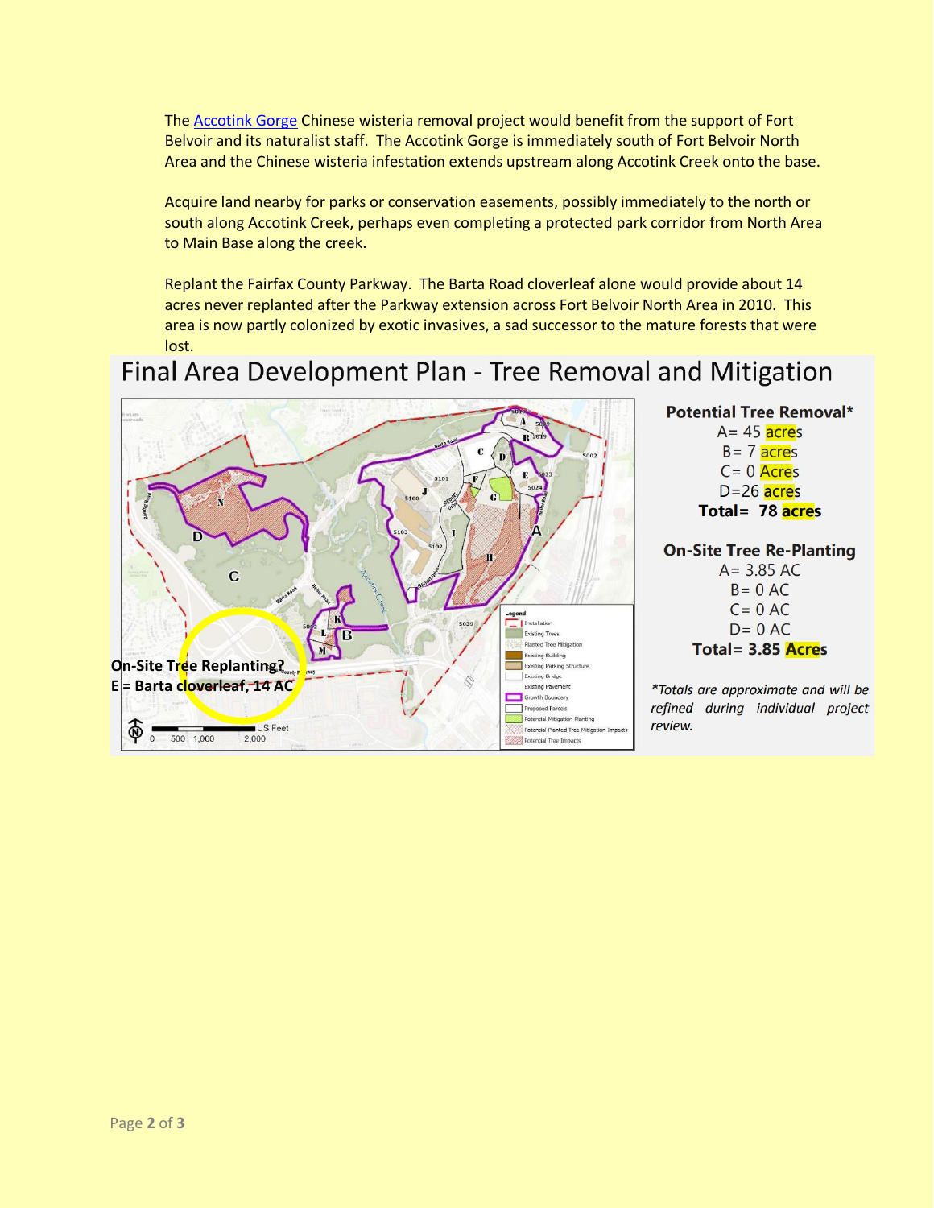The [Accotink Gorge](#) Chinese wisteria removal project would benefit from the support of Fort Belvoir and its naturalist staff. The Accotink Gorge is immediately south of Fort Belvoir North Area and the Chinese wisteria infestation extends upstream along Accotink Creek onto the base.

Acquire land nearby for parks or conservation easements, possibly immediately to the north or south along Accotink Creek, perhaps even completing a protected park corridor from North Area to Main Base along the creek.

Replant the Fairfax County Parkway. The Barta Road cloverleaf alone would provide about 14 acres never replanted after the Parkway extension across Fort Belvoir North Area in 2010. This area is now partly colonized by exotic invasives, a sad successor to the mature forests that were lost.

# Final Area Development Plan - Tree Removal and Mitigation

**On-Site Tree Replanting?**
**E = Barta cloverleaf, 14 AC**

**Potential Tree Removal***

A= 45 acres
B= 7 acres
C= 0 Acres
D=26 acres
**Total= 78 acres**

**On-Site Tree Re-Planting**

A= 3.85 AC
B= 0 AC
C= 0 AC
D= 0 AC
**Total= 3.85 Acres**

*\*Totals are approximate and will be refined during individual project review.*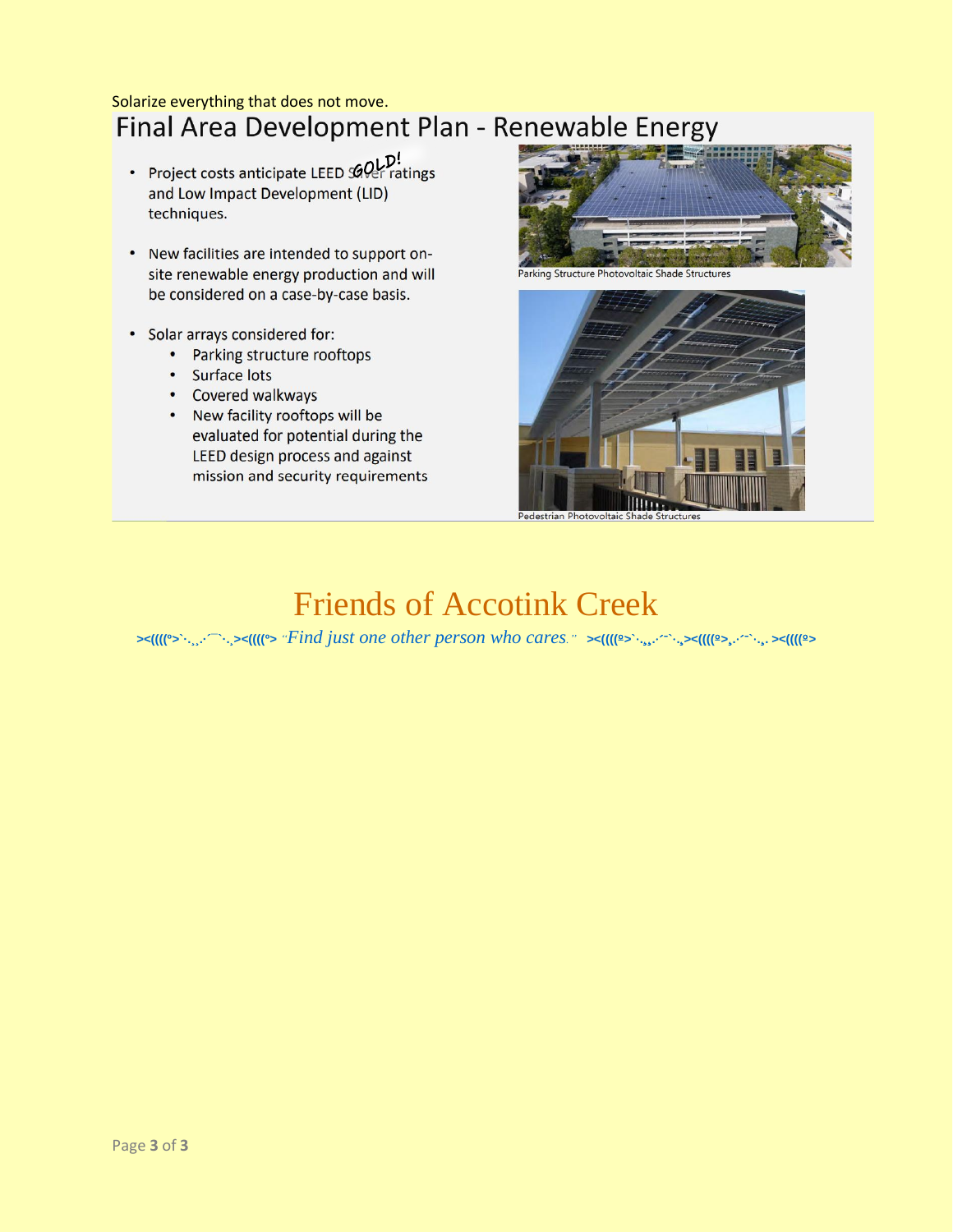Solarize everything that does not move.

## Final Area Development Plan - Renewable Energy

- Project costs anticipate LEED ~~Silver~~ GOLD! ratings and Low Impact Development (LID) techniques.
- New facilities are intended to support on-site renewable energy production and will be considered on a case-by-case basis.
- Solar arrays considered for:
  - Parking structure rooftops
  - Surface lots
  - Covered walkways
  - New facility rooftops will be evaluated for potential during the LEED design process and against mission and security requirements

Parking Structure Photovoltaic Shade Structures

Pedestrian Photovoltaic Shade Structures

# Friends of Accotink Creek

><(((º>`·.¸¸.·´¯`·.¸><(((º> *"Find just one other person who cares."* ><(((º>`·.¸¸.·´¯`·.¸><(((º>¸.·´¯`·.¸. ><(((º>